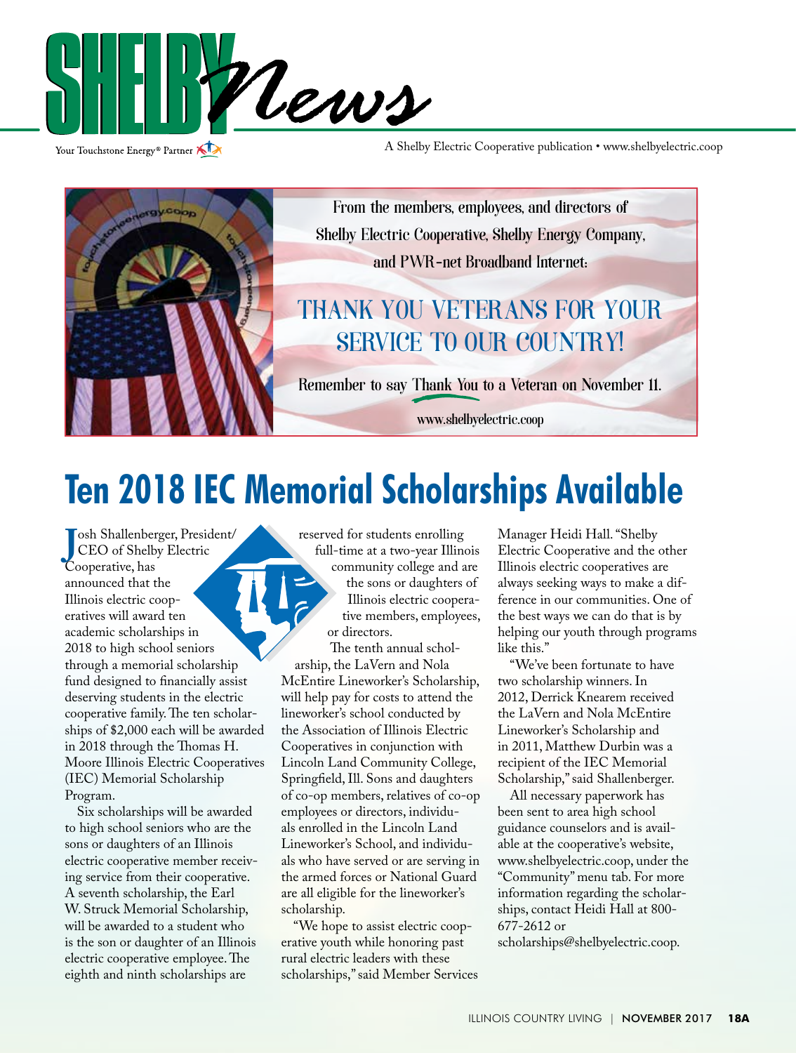# SHELBY News

Your Touchstone Energy® Partner

A Shelby Electric Cooperative publication • www.shelbyelectric.coop

From the members, employees, and directors of Shelby Electric Cooperative, Shelby Energy Company, and PWR-net Broadband Internet:

## THANK YOU VETERANS FOR YOUR SERVICE TO OUR COUNTRY!

Remember to say Thank You to a Veteran on November 11.

www.shelbyelectric.coop

# Ten 2018 IEC Memorial Scholarships Available

Josh Shallenberger, President/CEO of Shelby Electric Cooperative, has announced that the Illinois electric cooperatives will award ten academic scholarships in 2018 to high school seniors through a memorial scholarship fund designed to financially assist deserving students in the electric cooperative family. The ten scholarships of $2,000 each will be awarded in 2018 through the Thomas H. Moore Illinois Electric Cooperatives (IEC) Memorial Scholarship Program.

Six scholarships will be awarded to high school seniors who are the sons or daughters of an Illinois electric cooperative member receiving service from their cooperative. A seventh scholarship, the Earl W. Struck Memorial Scholarship, will be awarded to a student who is the son or daughter of an Illinois electric cooperative employee. The eighth and ninth scholarships are reserved for students enrolling full-time at a two-year Illinois community college and are the sons or daughters of Illinois electric cooperative members, employees, or directors.

The tenth annual scholarship, the LaVern and Nola McEntire Lineworker's Scholarship, will help pay for costs to attend the lineworker's school conducted by the Association of Illinois Electric Cooperatives in conjunction with Lincoln Land Community College, Springfield, Ill. Sons and daughters of co-op members, relatives of co-op employees or directors, individuals enrolled in the Lincoln Land Lineworker's School, and individuals who have served or are serving in the armed forces or National Guard are all eligible for the lineworker's scholarship.

"We hope to assist electric cooperative youth while honoring past rural electric leaders with these scholarships," said Member Services Manager Heidi Hall. "Shelby Electric Cooperative and the other Illinois electric cooperatives are always seeking ways to make a difference in our communities. One of the best ways we can do that is by helping our youth through programs like this."

"We've been fortunate to have two scholarship winners. In 2012, Derrick Knearem received the LaVern and Nola McEntire Lineworker's Scholarship and in 2011, Matthew Durbin was a recipient of the IEC Memorial Scholarship," said Shallenberger.

All necessary paperwork has been sent to area high school guidance counselors and is available at the cooperative's website, www.shelbyelectric.coop, under the "Community" menu tab. For more information regarding the scholarships, contact Heidi Hall at 800-677-2612 or scholarships@shelbyelectric.coop.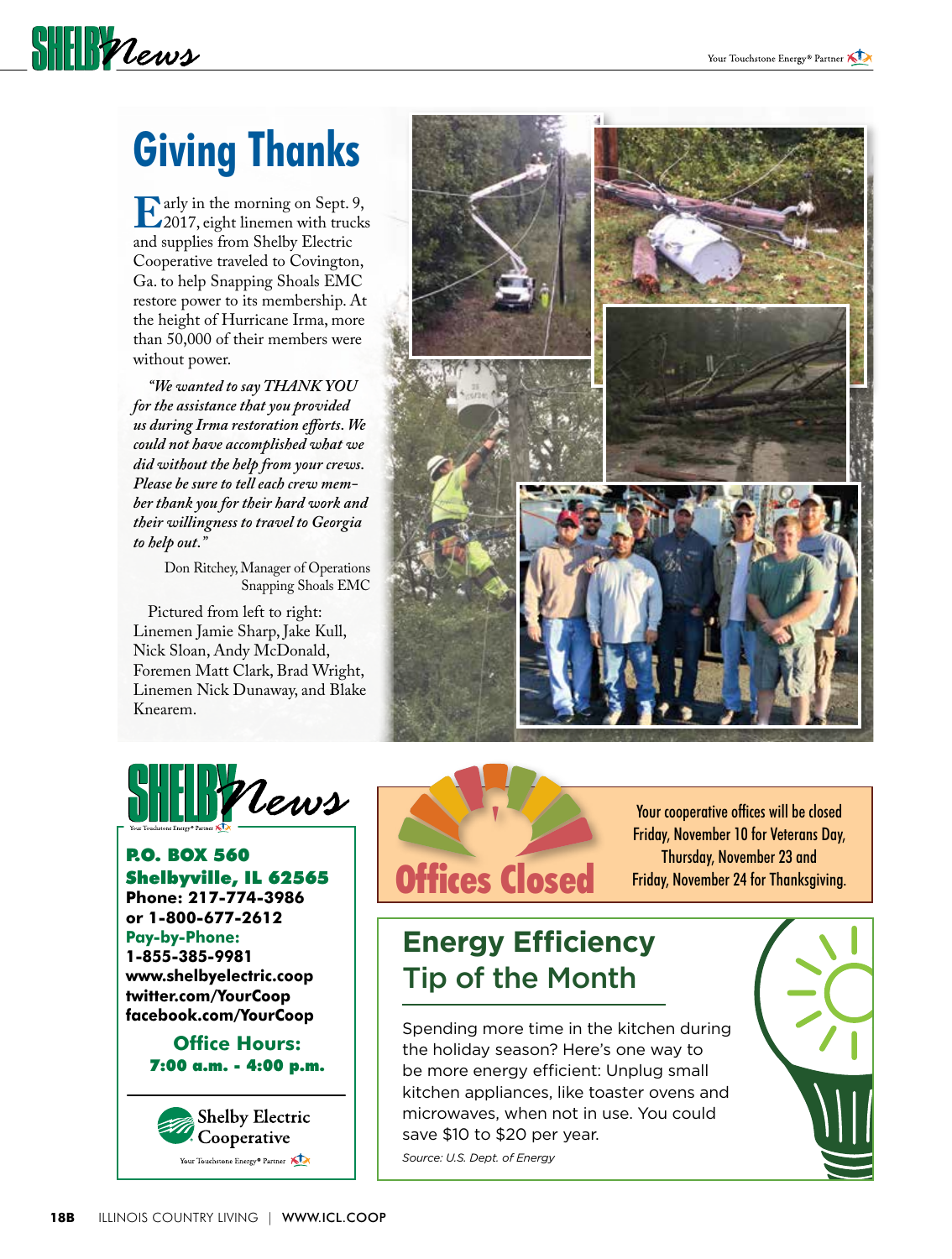# Giving Thanks

Early in the morning on Sept. 9, 2017, eight linemen with trucks and supplies from Shelby Electric Cooperative traveled to Covington, Ga. to help Snapping Shoals EMC restore power to its membership. At the height of Hurricane Irma, more than 50,000 of their members were without power.

*"We wanted to say THANK YOU for the assistance that you provided us during Irma restoration efforts. We could not have accomplished what we did without the help from your crews. Please be sure to tell each crew member thank you for their hard work and their willingness to travel to Georgia to help out."*

Don Ritchey, Manager of Operations
Snapping Shoals EMC

Pictured from left to right: Linemen Jamie Sharp, Jake Kull, Nick Sloan, Andy McDonald, Foremen Matt Clark, Brad Wright, Linemen Nick Dunaway, and Blake Knearem.

## SHELBY News

**P.O. BOX 560**
**Shelbyville, IL 62565**
**Phone: 217-774-3986**
**or 1-800-677-2612**
**Pay-by-Phone:**
**1-855-385-9981**
**www.shelbyelectric.coop**
**twitter.com/YourCoop**
**facebook.com/YourCoop**

**Office Hours:**
**7:00 a.m. - 4:00 p.m.**

Shelby Electric Cooperative
Your Touchstone Energy® Partner

## Offices Closed

Your cooperative offices will be closed Friday, November 10 for Veterans Day, Thursday, November 23 and Friday, November 24 for Thanksgiving.

## Energy Efficiency Tip of the Month

Spending more time in the kitchen during the holiday season? Here's one way to be more energy efficient: Unplug small kitchen appliances, like toaster ovens and microwaves, when not in use. You could save $10 to $20 per year.

*Source: U.S. Dept. of Energy*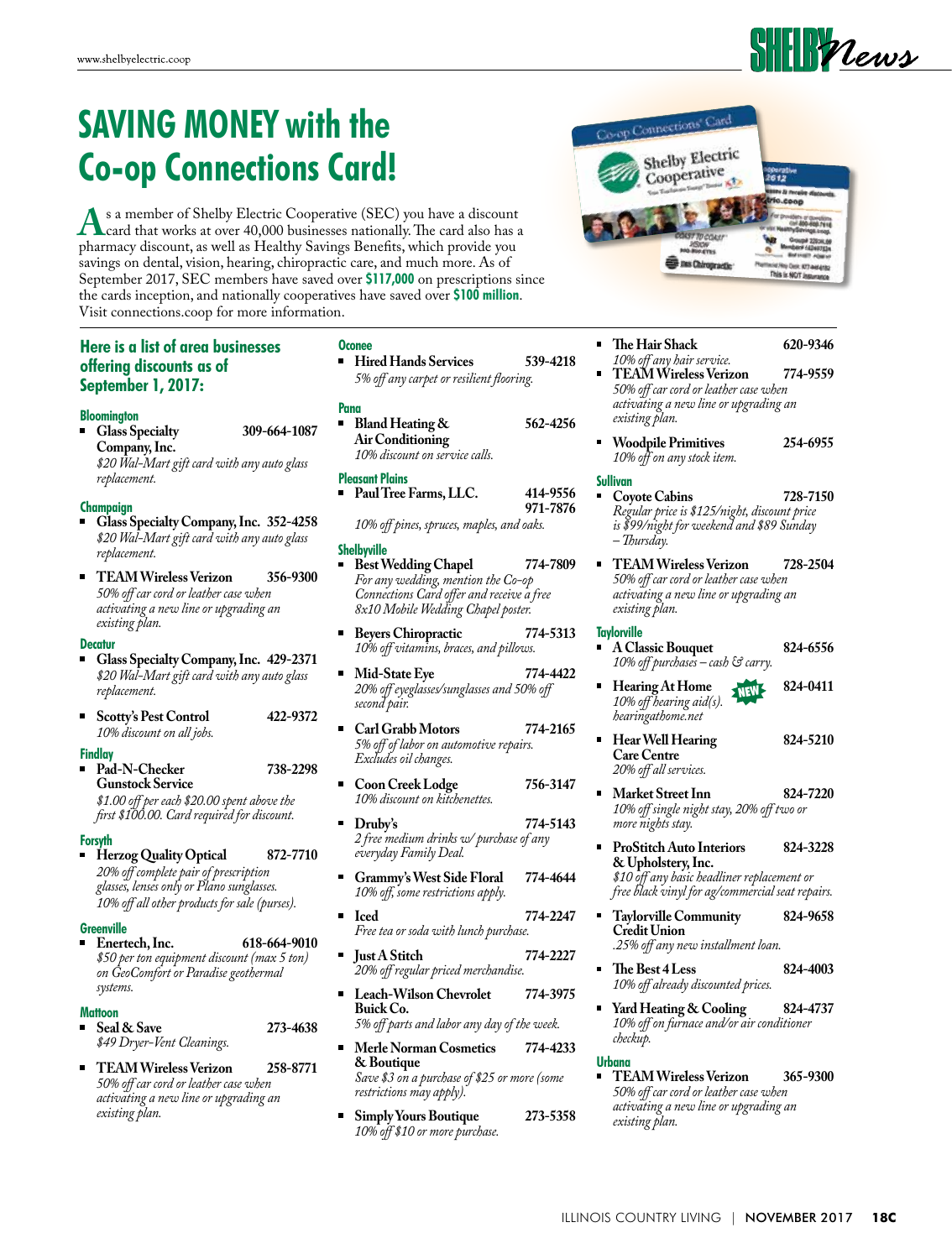# SAVING MONEY with the Co-op Connections Card!

As a member of Shelby Electric Cooperative (SEC) you have a discount card that works at over 40,000 businesses nationally. The card also has a pharmacy discount, as well as Healthy Savings Benefits, which provide you savings on dental, vision, hearing, chiropractic care, and much more. As of September 2017, SEC members have saved over **$117,000** on prescriptions since the cards inception, and nationally cooperatives have saved over **$100 million**. Visit connections.coop for more information.

## Here is a list of area businesses offering discounts as of September 1, 2017:

### Bloomington

- **Glass Specialty Company, Inc.** 309-664-1087
  *$20 Wal-Mart gift card with any auto glass replacement.*

### Champaign

- **Glass Specialty Company, Inc.** 352-4258
  *$20 Wal-Mart gift card with any auto glass replacement.*
- **TEAM Wireless Verizon** 356-9300
  *50% off car cord or leather case when activating a new line or upgrading an existing plan.*

### Decatur

- **Glass Specialty Company, Inc.** 429-2371
  *$20 Wal-Mart gift card with any auto glass replacement.*
- **Scotty's Pest Control** 422-9372
  *10% discount on all jobs.*

### Findlay

- **Pad-N-Checker Gunstock Service** 738-2298
  *$1.00 off per each $20.00 spent above the first $100.00. Card required for discount.*

### Forsyth

- **Herzog Quality Optical** 872-7710
  *20% off complete pair of prescription glasses, lenses only or Plano sunglasses. 10% off all other products for sale (purses).*

### Greenville

- **Enertech, Inc.** 618-664-9010
  *$50 per ton equipment discount (max 5 ton) on GeoComfort or Paradise geothermal systems.*

### Mattoon

- **Seal & Save** 273-4638
  *$49 Dryer-Vent Cleanings.*
- **TEAM Wireless Verizon** 258-8771
  *50% off car cord or leather case when activating a new line or upgrading an existing plan.*

### Oconee

- **Hired Hands Services** 539-4218
  *5% off any carpet or resilient flooring.*

### Pana

- **Bland Heating & Air Conditioning** 562-4256
  *10% discount on service calls.*

### Pleasant Plains

- **Paul Tree Farms, LLC.** 414-9556, 971-7876
  *10% off pines, spruces, maples, and oaks.*

### Shelbyville

- **Best Wedding Chapel** 774-7809
  *For any wedding, mention the Co-op Connections Card offer and receive a free 8x10 Mobile Wedding Chapel poster.*
- **Beyers Chiropractic** 774-5313
  *10% off vitamins, braces, and pillows.*
- **Mid-State Eye** 774-4422
  *20% off eyeglasses/sunglasses and 50% off second pair.*
- **Carl Grabb Motors** 774-2165
  *5% off of labor on automotive repairs. Excludes oil changes.*
- **Coon Creek Lodge** 756-3147
  *10% discount on kitchenettes.*
- **Druby's** 774-5143
  *2 free medium drinks w/ purchase of any everyday Family Deal.*
- **Grammy's West Side Floral** 774-4644
  *10% off, some restrictions apply.*
- **Iced** 774-2247
  *Free tea or soda with lunch purchase.*
- **Just A Stitch** 774-2227
  *20% off regular priced merchandise.*
- **Leach-Wilson Chevrolet Buick Co.** 774-3975
  *5% off parts and labor any day of the week.*
- **Merle Norman Cosmetics & Boutique** 774-4233
  *Save $3 on a purchase of $25 or more (some restrictions may apply).*
- **Simply Yours Boutique** 273-5358
  *10% off $10 or more purchase.*
- **The Hair Shack** 620-9346
  *10% off any hair service.*
- **TEAM Wireless Verizon** 774-9559
  *50% off car cord or leather case when activating a new line or upgrading an existing plan.*
- **Woodpile Primitives** 254-6955
  *10% off on any stock item.*

### Sullivan

- **Coyote Cabins** 728-7150
  *Regular price is $125/night, discount price is $99/night for weekend and $89 Sunday – Thursday.*
- **TEAM Wireless Verizon** 728-2504
  *50% off car cord or leather case when activating a new line or upgrading an existing plan.*

### Taylorville

- **A Classic Bouquet** 824-6556
  *10% off purchases – cash & carry.*
- **Hearing At Home** NEW 824-0411
  *10% off hearing aid(s). hearingathome.net*
- **Hear Well Hearing Care Centre** 824-5210
  *20% off all services.*
- **Market Street Inn** 824-7220
  *10% off single night stay, 20% off two or more nights stay.*
- **ProStitch Auto Interiors & Upholstery, Inc.** 824-3228
  *$10 off any basic headliner replacement or free black vinyl for ag/commercial seat repairs.*
- **Taylorville Community Credit Union** 824-9658
  *.25% off any new installment loan.*
- **The Best 4 Less** 824-4003
  *10% off already discounted prices.*
- **Yard Heating & Cooling** 824-4737
  *10% off on furnace and/or air conditioner checkup.*

### Urbana

- **TEAM Wireless Verizon** 365-9300
  *50% off car cord or leather case when activating a new line or upgrading an existing plan.*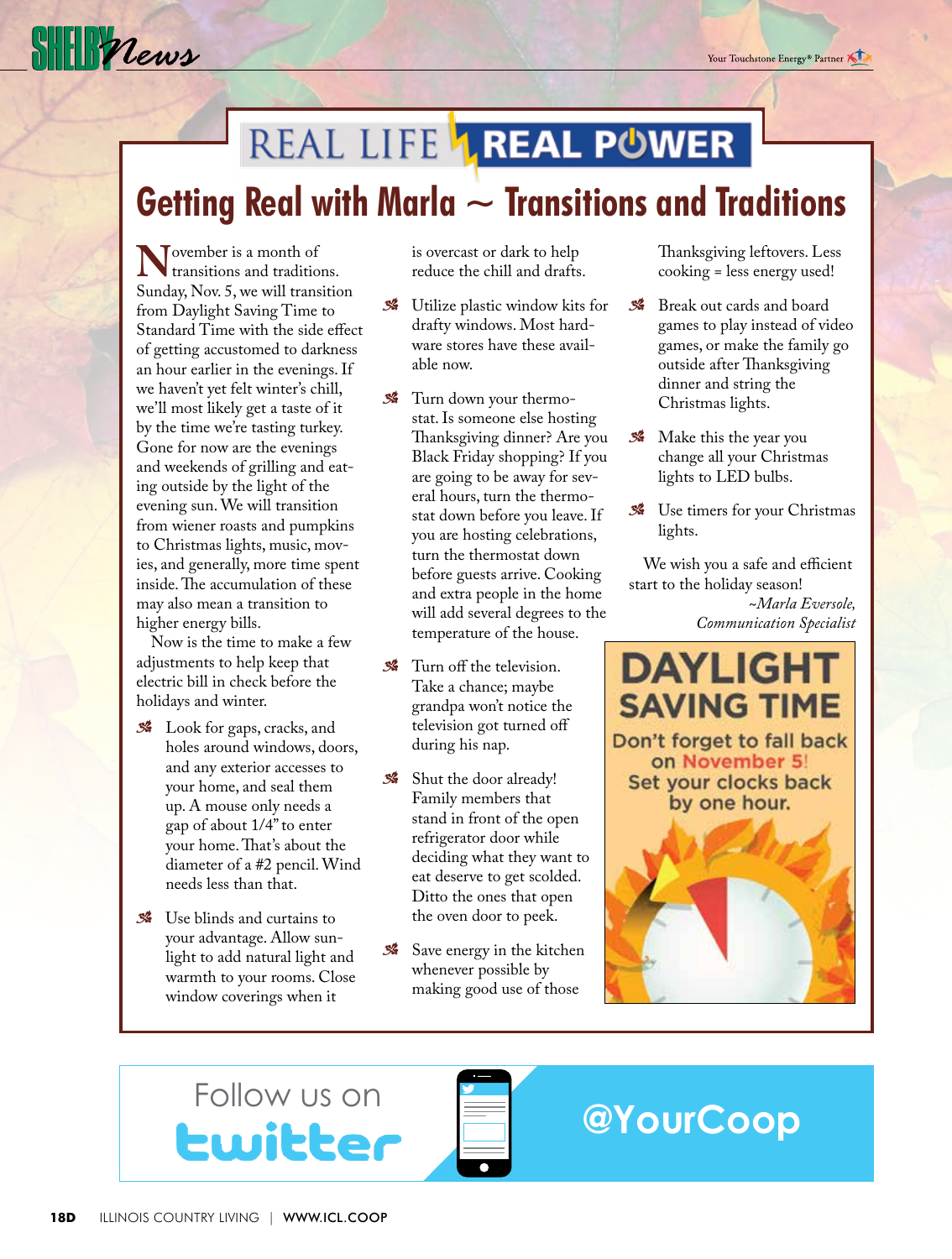# REAL LIFE REAL POWER

## Getting Real with Marla ~ Transitions and Traditions

November is a month of transitions and traditions. Sunday, Nov. 5, we will transition from Daylight Saving Time to Standard Time with the side effect of getting accustomed to darkness an hour earlier in the evenings. If we haven't yet felt winter's chill, we'll most likely get a taste of it by the time we're tasting turkey. Gone for now are the evenings and weekends of grilling and eating outside by the light of the evening sun. We will transition from wiener roasts and pumpkins to Christmas lights, music, movies, and generally, more time spent inside. The accumulation of these may also mean a transition to higher energy bills.

Now is the time to make a few adjustments to help keep that electric bill in check before the holidays and winter.

- Look for gaps, cracks, and holes around windows, doors, and any exterior accesses to your home, and seal them up. A mouse only needs a gap of about 1/4" to enter your home. That's about the diameter of a #2 pencil. Wind needs less than that.
- Use blinds and curtains to your advantage. Allow sunlight to add natural light and warmth to your rooms. Close window coverings when it is overcast or dark to help reduce the chill and drafts.
- Utilize plastic window kits for drafty windows. Most hardware stores have these available now.
- Turn down your thermostat. Is someone else hosting Thanksgiving dinner? Are you Black Friday shopping? If you are going to be away for several hours, turn the thermostat down before you leave. If you are hosting celebrations, turn the thermostat down before guests arrive. Cooking and extra people in the home will add several degrees to the temperature of the house.
- Turn off the television. Take a chance; maybe grandpa won't notice the television got turned off during his nap.
- Shut the door already! Family members that stand in front of the open refrigerator door while deciding what they want to eat deserve to get scolded. Ditto the ones that open the oven door to peek.
- Save energy in the kitchen whenever possible by making good use of those Thanksgiving leftovers. Less cooking = less energy used!
- Break out cards and board games to play instead of video games, or make the family go outside after Thanksgiving dinner and string the Christmas lights.
- Make this the year you change all your Christmas lights to LED bulbs.
- Use timers for your Christmas lights.

We wish you a safe and efficient start to the holiday season!

*~Marla Eversole, Communication Specialist*

**DAYLIGHT SAVING TIME**

Don't forget to fall back on November 5! Set your clocks back by one hour.

Follow us on twitter @YourCoop